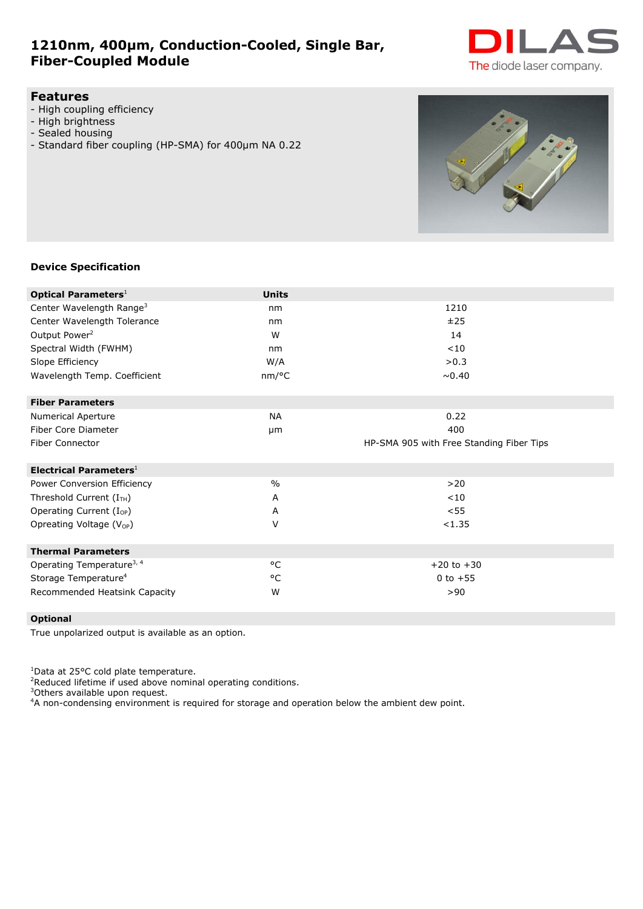# 1210nm, 400µm, Conduction-Cooled, Single Bar, Fiber-Coupled Module

DILAS
The diode laser company.

## Features

- High coupling efficiency
- High brightness
- Sealed housing
- Standard fiber coupling (HP-SMA) for 400µm NA 0.22

## Device Specification

| Optical Parameters[1] | Units | |
|---|---|---|
| Center Wavelength Range[3] | nm | 1210 |
| Center Wavelength Tolerance | nm | ±25 |
| Output Power[2] | W | 14 |
| Spectral Width (FWHM) | nm | <10 |
| Slope Efficiency | W/A | >0.3 |
| Wavelength Temp. Coefficient | nm/°C | ~0.40 |
| **Fiber Parameters** | | |
| Numerical Aperture | NA | 0.22 |
| Fiber Core Diameter | µm | 400 |
| Fiber Connector | | HP-SMA 905 with Free Standing Fiber Tips |
| **Electrical Parameters**[1] | | |
| Power Conversion Efficiency | % | >20 |
| Threshold Current ($I_{TH}$) | A | <10 |
| Operating Current ($I_{OP}$) | A | <55 |
| Opreating Voltage ($V_{OP}$) | V | <1.35 |
| **Thermal Parameters** | | |
| Operating Temperature[3, 4] | °C | +20 to +30 |
| Storage Temperature[4] | °C | 0 to +55 |
| Recommended Heatsink Capacity | W | >90 |

**Optional**

True unpolarized output is available as an option.

[1]Data at 25°C cold plate temperature.
[2]Reduced lifetime if used above nominal operating conditions.
[3]Others available upon request.
[4]A non-condensing environment is required for storage and operation below the ambient dew point.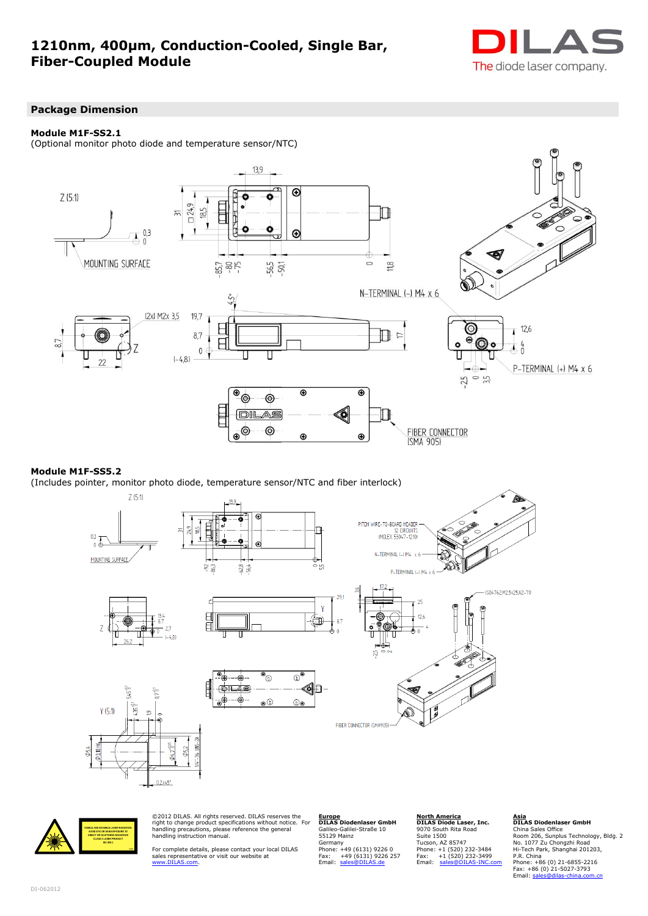# 1210nm, 400µm, Conduction-Cooled, Single Bar, Fiber-Coupled Module

DILAS
The diode laser company.

## Package Dimension

**Module M1F-SS2.1**
(Optional monitor photo diode and temperature sensor/NTC)

Z (5:1)
0,3
0
MOUNTING SURFACE
13,9
31
□24,9
18,5
-85,7
-80
-75
-56,5
-50,1
0
11,8
N-TERMINAL (-) M4 x 6
4,5°
(2x) M2x 3,5
19,7
8,7
0
(-4,8)
8,7
22
Z
17
12,6
4
0
P-TERMINAL (+) M4 x 6
-2,5
0
3,5
FIBER CONNECTOR
(SMA 905)

**Module M1F-SS5.2**
(Includes pointer, monitor photo diode, temperature sensor/NTC and fiber interlock)

Z (5:1)
0,3
0
MOUNTING SURFACE
13,9
31
24,9
18,5
-92
-86,3
-62,8
-56,4
0
5,5
PITCH WIRE-TO-BOARD HEADER
12 CIRCUITS
(MOLEX 53047-1210)
N-TERMINAL (-) M4 x 6
P-TERMINAL (-) M4 x 6
13,4
8,7
2,7
0
(-4,8)
26,2
Z
29,1
Y
8,7
0
3,6
17,2
25
12,6
4
0
-2,5
0
2
ISO4762 M2,5x25A2-70
Y (5:1)
5,45
4,35
1,9
0
0,7
Ø5,4
Ø3,18
Ø4,7
Ø5,2
1/4"-36 UNS-2A
0,2x45°
FIBER CONNECTOR (SMA905)

©2012 DILAS. All rights reserved. DILAS reserves the right to change product specifications without notice. For handling precautions, please reference the general handling instruction manual.

For complete details, please contact your local DILAS sales representative or visit our website at www.DILAS.com.

**Europe**
**DILAS Diodenlaser GmbH**
Galileo-Galilei-Straße 10
55129 Mainz
Germany
Phone: +49 (6131) 9226 0
Fax: +49 (6131) 9226 257
Email: sales@DILAS.de

**North America**
**DILAS Diode Laser, Inc.**
9070 South Rita Road
Suite 1500
Tucson, AZ 85747
Phone: +1 (520) 232-3484
Fax: +1 (520) 232-3499
Email: sales@DILAS-INC.com

**Asia**
**DILAS Diodenlaser GmbH**
China Sales Office
Room 206, Sunplus Technology, Bldg. 2
No. 1077 Zu Chongzhi Road
Hi-Tech Park, Shanghai 201203,
P.R. China
Phone: +86 (0) 21-6855-2216
Fax: +86 (0) 21-5027-3793
Email: sales@dilas-china.com.cn

DI-062012